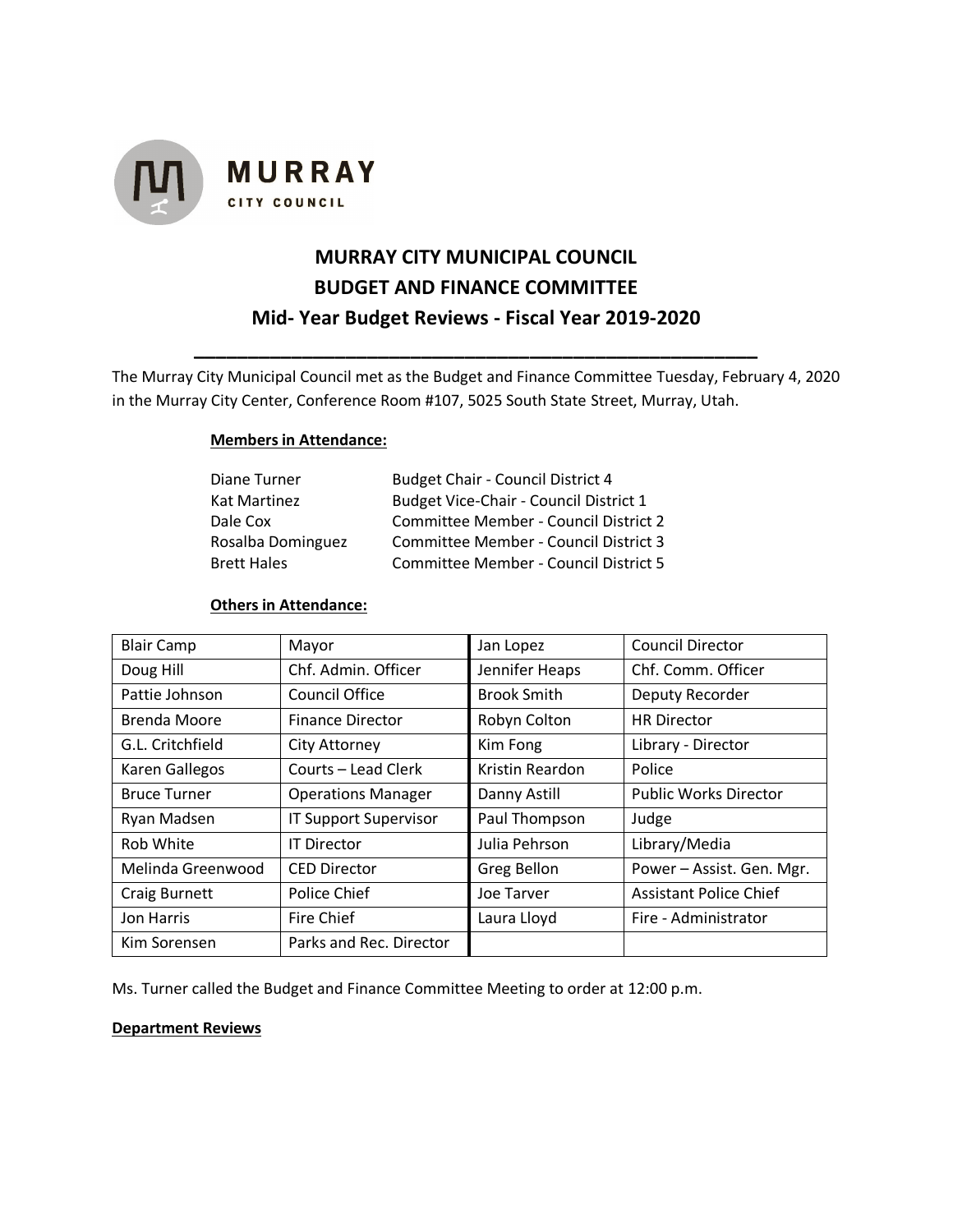MURRAY
CITY COUNCIL

# MURRAY CITY MUNICIPAL COUNCIL
## BUDGET AND FINANCE COMMITTEE
## Mid- Year Budget Reviews - Fiscal Year 2019-2020

The Murray City Municipal Council met as the Budget and Finance Committee Tuesday, February 4, 2020 in the Murray City Center, Conference Room #107, 5025 South State Street, Murray, Utah.

**Members in Attendance:**

| | |
|---|---|
| Diane Turner | Budget Chair - Council District 4 |
| Kat Martinez | Budget Vice-Chair - Council District 1 |
| Dale Cox | Committee Member - Council District 2 |
| Rosalba Dominguez | Committee Member - Council District 3 |
| Brett Hales | Committee Member - Council District 5 |

**Others in Attendance:**

| | | | |
|---|---|---|---|
| Blair Camp | Mayor | Jan Lopez | Council Director |
| Doug Hill | Chf. Admin. Officer | Jennifer Heaps | Chf. Comm. Officer |
| Pattie Johnson | Council Office | Brook Smith | Deputy Recorder |
| Brenda Moore | Finance Director | Robyn Colton | HR Director |
| G.L. Critchfield | City Attorney | Kim Fong | Library - Director |
| Karen Gallegos | Courts – Lead Clerk | Kristin Reardon | Police |
| Bruce Turner | Operations Manager | Danny Astill | Public Works Director |
| Ryan Madsen | IT Support Supervisor | Paul Thompson | Judge |
| Rob White | IT Director | Julia Pehrson | Library/Media |
| Melinda Greenwood | CED Director | Greg Bellon | Power – Assist. Gen. Mgr. |
| Craig Burnett | Police Chief | Joe Tarver | Assistant Police Chief |
| Jon Harris | Fire Chief | Laura Lloyd | Fire - Administrator |
| Kim Sorensen | Parks and Rec. Director | | |

Ms. Turner called the Budget and Finance Committee Meeting to order at 12:00 p.m.

**Department Reviews**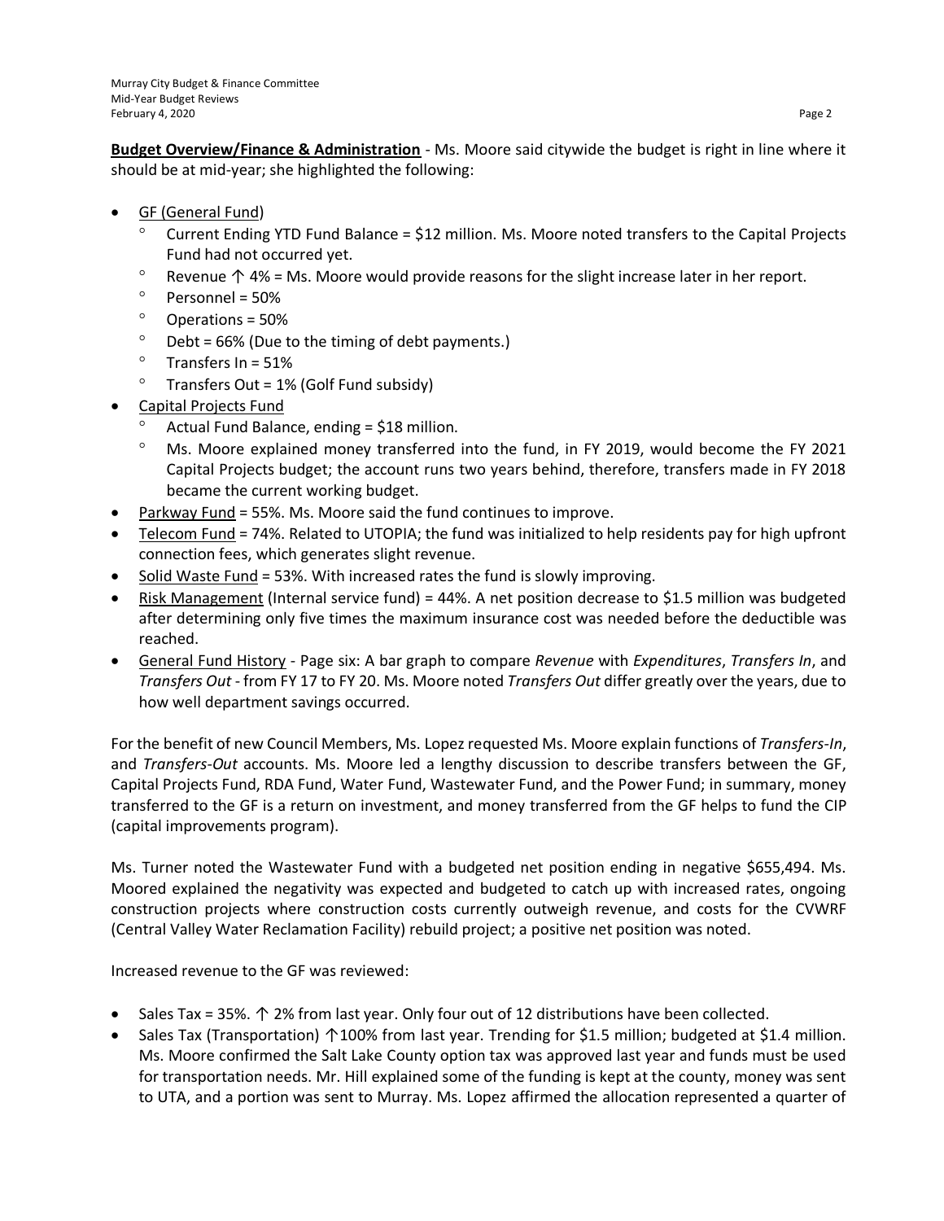**Budget Overview/Finance & Administration** - Ms. Moore said citywide the budget is right in line where it should be at mid-year; she highlighted the following:

- GF (General Fund)
  - Current Ending YTD Fund Balance = $12 million. Ms. Moore noted transfers to the Capital Projects Fund had not occurred yet.
  - Revenue ↑ 4% = Ms. Moore would provide reasons for the slight increase later in her report.
  - Personnel = 50%
  - Operations = 50%
  - Debt = 66% (Due to the timing of debt payments.)
  - Transfers In = 51%
  - Transfers Out = 1% (Golf Fund subsidy)
- Capital Projects Fund
  - Actual Fund Balance, ending = $18 million.
  - Ms. Moore explained money transferred into the fund, in FY 2019, would become the FY 2021 Capital Projects budget; the account runs two years behind, therefore, transfers made in FY 2018 became the current working budget.
- Parkway Fund = 55%. Ms. Moore said the fund continues to improve.
- Telecom Fund = 74%. Related to UTOPIA; the fund was initialized to help residents pay for high upfront connection fees, which generates slight revenue.
- Solid Waste Fund = 53%. With increased rates the fund is slowly improving.
- Risk Management (Internal service fund) = 44%. A net position decrease to $1.5 million was budgeted after determining only five times the maximum insurance cost was needed before the deductible was reached.
- General Fund History - Page six: A bar graph to compare *Revenue* with *Expenditures*, *Transfers In*, and *Transfers Out* - from FY 17 to FY 20. Ms. Moore noted *Transfers Out* differ greatly over the years, due to how well department savings occurred.

For the benefit of new Council Members, Ms. Lopez requested Ms. Moore explain functions of *Transfers-In*, and *Transfers-Out* accounts. Ms. Moore led a lengthy discussion to describe transfers between the GF, Capital Projects Fund, RDA Fund, Water Fund, Wastewater Fund, and the Power Fund; in summary, money transferred to the GF is a return on investment, and money transferred from the GF helps to fund the CIP (capital improvements program).

Ms. Turner noted the Wastewater Fund with a budgeted net position ending in negative $655,494. Ms. Moored explained the negativity was expected and budgeted to catch up with increased rates, ongoing construction projects where construction costs currently outweigh revenue, and costs for the CVWRF (Central Valley Water Reclamation Facility) rebuild project; a positive net position was noted.

Increased revenue to the GF was reviewed:

- Sales Tax = 35%. ↑ 2% from last year. Only four out of 12 distributions have been collected.
- Sales Tax (Transportation) ↑100% from last year. Trending for $1.5 million; budgeted at $1.4 million. Ms. Moore confirmed the Salt Lake County option tax was approved last year and funds must be used for transportation needs. Mr. Hill explained some of the funding is kept at the county, money was sent to UTA, and a portion was sent to Murray. Ms. Lopez affirmed the allocation represented a quarter of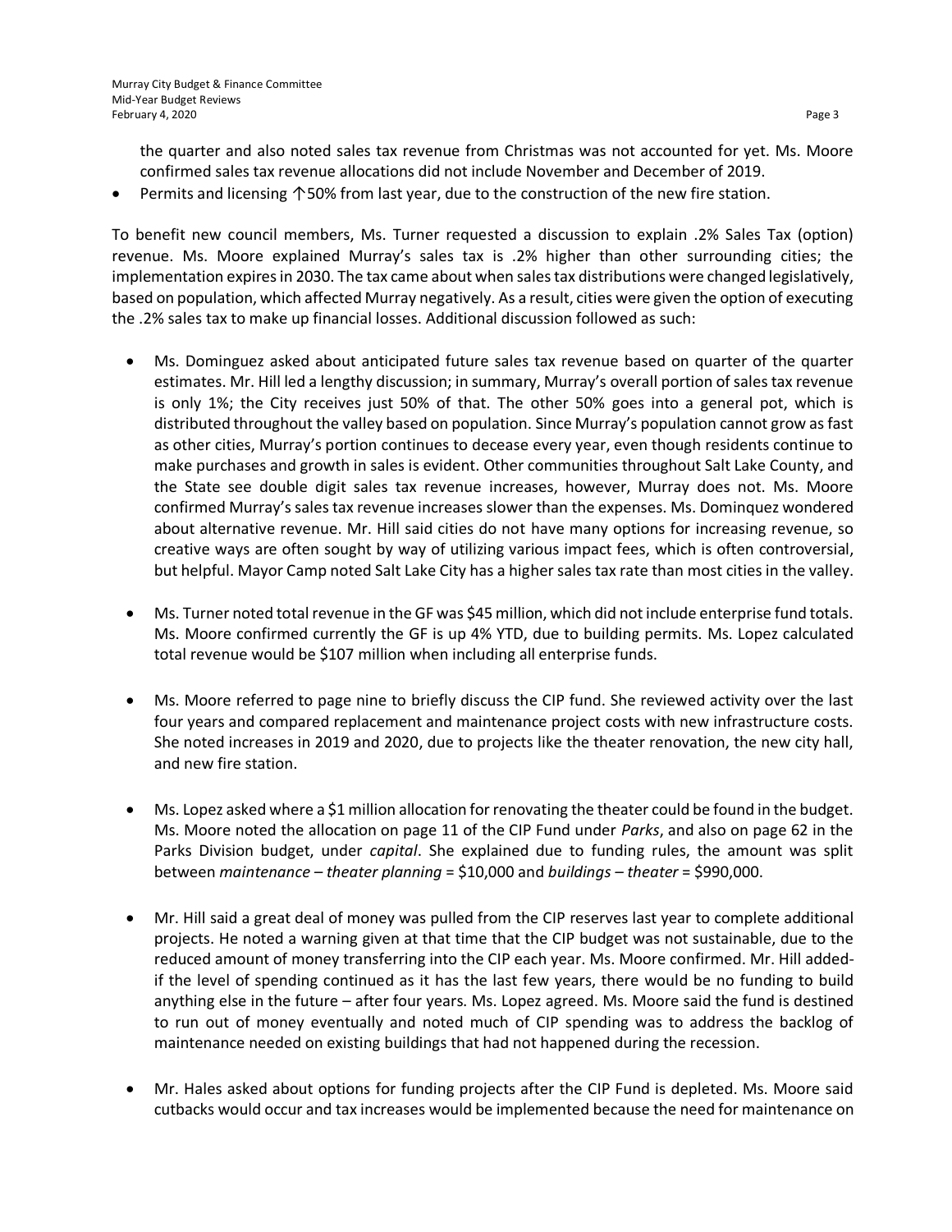the quarter and also noted sales tax revenue from Christmas was not accounted for yet. Ms. Moore confirmed sales tax revenue allocations did not include November and December of 2019.

- Permits and licensing ↑50% from last year, due to the construction of the new fire station.

To benefit new council members, Ms. Turner requested a discussion to explain .2% Sales Tax (option) revenue. Ms. Moore explained Murray's sales tax is .2% higher than other surrounding cities; the implementation expires in 2030. The tax came about when sales tax distributions were changed legislatively, based on population, which affected Murray negatively. As a result, cities were given the option of executing the .2% sales tax to make up financial losses. Additional discussion followed as such:

- Ms. Dominguez asked about anticipated future sales tax revenue based on quarter of the quarter estimates. Mr. Hill led a lengthy discussion; in summary, Murray's overall portion of sales tax revenue is only 1%; the City receives just 50% of that. The other 50% goes into a general pot, which is distributed throughout the valley based on population. Since Murray's population cannot grow as fast as other cities, Murray's portion continues to decease every year, even though residents continue to make purchases and growth in sales is evident. Other communities throughout Salt Lake County, and the State see double digit sales tax revenue increases, however, Murray does not. Ms. Moore confirmed Murray's sales tax revenue increases slower than the expenses. Ms. Dominquez wondered about alternative revenue. Mr. Hill said cities do not have many options for increasing revenue, so creative ways are often sought by way of utilizing various impact fees, which is often controversial, but helpful. Mayor Camp noted Salt Lake City has a higher sales tax rate than most cities in the valley.

- Ms. Turner noted total revenue in the GF was $45 million, which did not include enterprise fund totals. Ms. Moore confirmed currently the GF is up 4% YTD, due to building permits. Ms. Lopez calculated total revenue would be $107 million when including all enterprise funds.

- Ms. Moore referred to page nine to briefly discuss the CIP fund. She reviewed activity over the last four years and compared replacement and maintenance project costs with new infrastructure costs. She noted increases in 2019 and 2020, due to projects like the theater renovation, the new city hall, and new fire station.

- Ms. Lopez asked where a $1 million allocation for renovating the theater could be found in the budget. Ms. Moore noted the allocation on page 11 of the CIP Fund under *Parks*, and also on page 62 in the Parks Division budget, under *capital*. She explained due to funding rules, the amount was split between *maintenance – theater planning* = $10,000 and *buildings – theater* = $990,000.

- Mr. Hill said a great deal of money was pulled from the CIP reserves last year to complete additional projects. He noted a warning given at that time that the CIP budget was not sustainable, due to the reduced amount of money transferring into the CIP each year. Ms. Moore confirmed. Mr. Hill added- if the level of spending continued as it has the last few years, there would be no funding to build anything else in the future – after four years. Ms. Lopez agreed. Ms. Moore said the fund is destined to run out of money eventually and noted much of CIP spending was to address the backlog of maintenance needed on existing buildings that had not happened during the recession.

- Mr. Hales asked about options for funding projects after the CIP Fund is depleted. Ms. Moore said cutbacks would occur and tax increases would be implemented because the need for maintenance on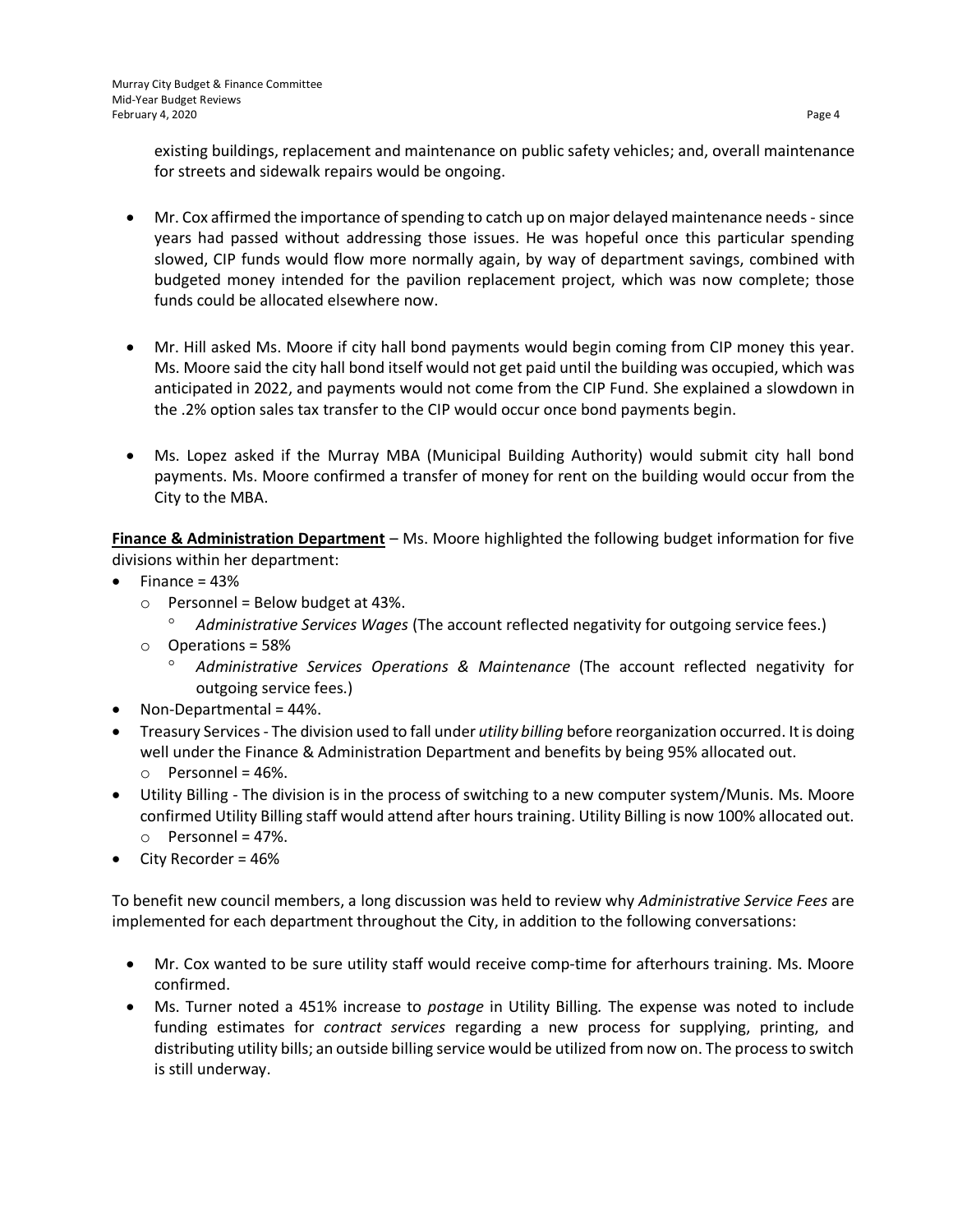existing buildings, replacement and maintenance on public safety vehicles; and, overall maintenance for streets and sidewalk repairs would be ongoing.

- Mr. Cox affirmed the importance of spending to catch up on major delayed maintenance needs - since years had passed without addressing those issues. He was hopeful once this particular spending slowed, CIP funds would flow more normally again, by way of department savings, combined with budgeted money intended for the pavilion replacement project, which was now complete; those funds could be allocated elsewhere now.

- Mr. Hill asked Ms. Moore if city hall bond payments would begin coming from CIP money this year. Ms. Moore said the city hall bond itself would not get paid until the building was occupied, which was anticipated in 2022, and payments would not come from the CIP Fund. She explained a slowdown in the .2% option sales tax transfer to the CIP would occur once bond payments begin.

- Ms. Lopez asked if the Murray MBA (Municipal Building Authority) would submit city hall bond payments. Ms. Moore confirmed a transfer of money for rent on the building would occur from the City to the MBA.

**<u>Finance & Administration Department</u>** – Ms. Moore highlighted the following budget information for five divisions within her department:

- Finance = 43%
    - Personnel = Below budget at 43%.
        - *Administrative Services Wages* (The account reflected negativity for outgoing service fees.)
    - Operations = 58%
        - *Administrative Services Operations & Maintenance* (The account reflected negativity for outgoing service fees.)
- Non-Departmental = 44%.
- Treasury Services - The division used to fall under *utility billing* before reorganization occurred. It is doing well under the Finance & Administration Department and benefits by being 95% allocated out.
    - Personnel = 46%.
- Utility Billing - The division is in the process of switching to a new computer system/Munis. Ms. Moore confirmed Utility Billing staff would attend after hours training. Utility Billing is now 100% allocated out.
    - Personnel = 47%.
- City Recorder = 46%

To benefit new council members, a long discussion was held to review why *Administrative Service Fees* are implemented for each department throughout the City, in addition to the following conversations:

- Mr. Cox wanted to be sure utility staff would receive comp-time for afterhours training. Ms. Moore confirmed.
- Ms. Turner noted a 451% increase to *postage* in Utility Billing. The expense was noted to include funding estimates for *contract services* regarding a new process for supplying, printing, and distributing utility bills; an outside billing service would be utilized from now on. The process to switch is still underway.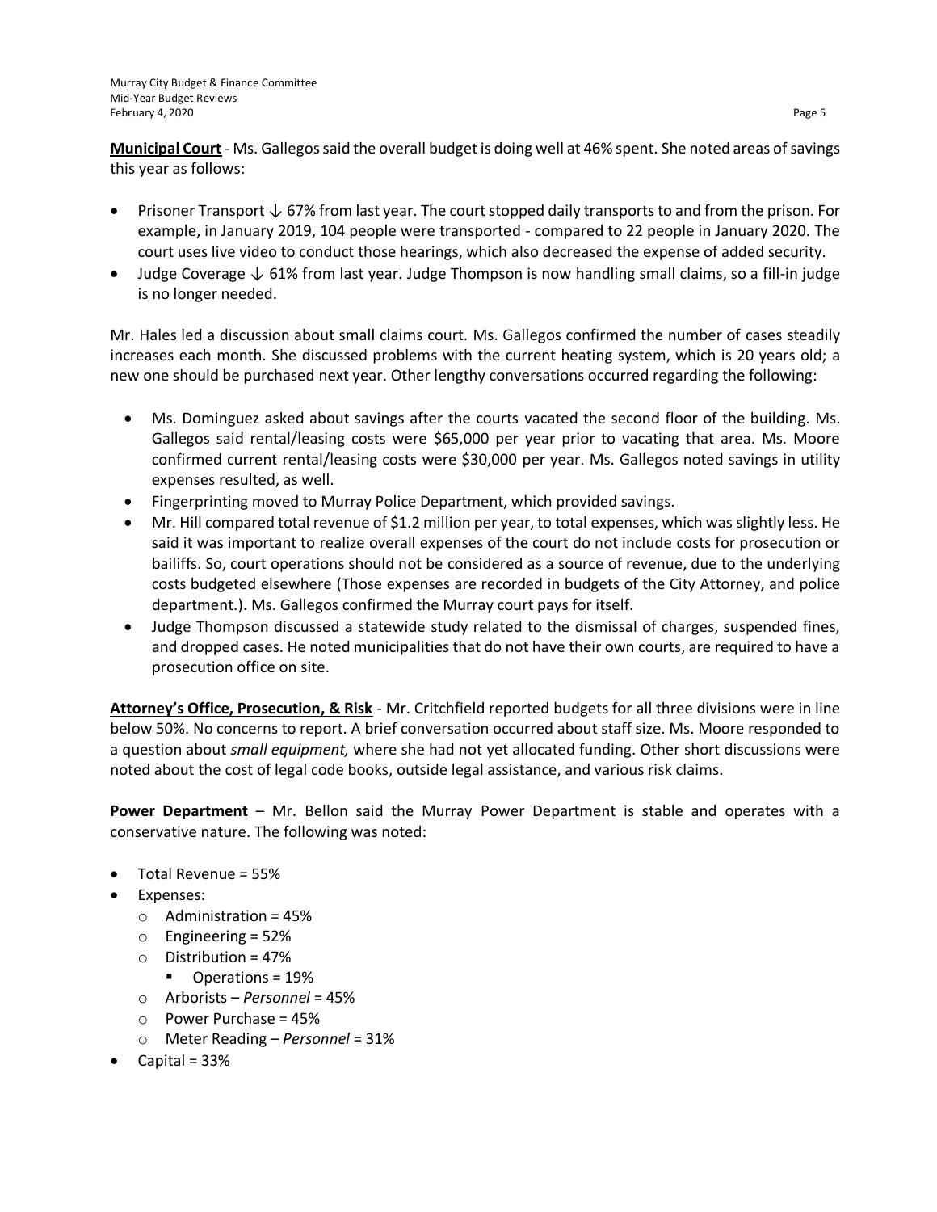**Municipal Court** - Ms. Gallegos said the overall budget is doing well at 46% spent. She noted areas of savings this year as follows:

- Prisoner Transport ↓ 67% from last year. The court stopped daily transports to and from the prison. For example, in January 2019, 104 people were transported - compared to 22 people in January 2020. The court uses live video to conduct those hearings, which also decreased the expense of added security.
- Judge Coverage ↓ 61% from last year. Judge Thompson is now handling small claims, so a fill-in judge is no longer needed.

Mr. Hales led a discussion about small claims court. Ms. Gallegos confirmed the number of cases steadily increases each month. She discussed problems with the current heating system, which is 20 years old; a new one should be purchased next year. Other lengthy conversations occurred regarding the following:

- Ms. Dominguez asked about savings after the courts vacated the second floor of the building. Ms. Gallegos said rental/leasing costs were $65,000 per year prior to vacating that area. Ms. Moore confirmed current rental/leasing costs were $30,000 per year. Ms. Gallegos noted savings in utility expenses resulted, as well.
- Fingerprinting moved to Murray Police Department, which provided savings.
- Mr. Hill compared total revenue of $1.2 million per year, to total expenses, which was slightly less. He said it was important to realize overall expenses of the court do not include costs for prosecution or bailiffs. So, court operations should not be considered as a source of revenue, due to the underlying costs budgeted elsewhere (Those expenses are recorded in budgets of the City Attorney, and police department.). Ms. Gallegos confirmed the Murray court pays for itself.
- Judge Thompson discussed a statewide study related to the dismissal of charges, suspended fines, and dropped cases. He noted municipalities that do not have their own courts, are required to have a prosecution office on site.

**Attorney's Office, Prosecution, & Risk** - Mr. Critchfield reported budgets for all three divisions were in line below 50%. No concerns to report. A brief conversation occurred about staff size. Ms. Moore responded to a question about *small equipment,* where she had not yet allocated funding. Other short discussions were noted about the cost of legal code books, outside legal assistance, and various risk claims.

**Power Department** – Mr. Bellon said the Murray Power Department is stable and operates with a conservative nature. The following was noted:

- Total Revenue = 55%
- Expenses:
  - Administration = 45%
  - Engineering = 52%
  - Distribution = 47%
    - Operations = 19%
  - Arborists – *Personnel* = 45%
  - Power Purchase = 45%
  - Meter Reading – *Personnel* = 31%
- Capital = 33%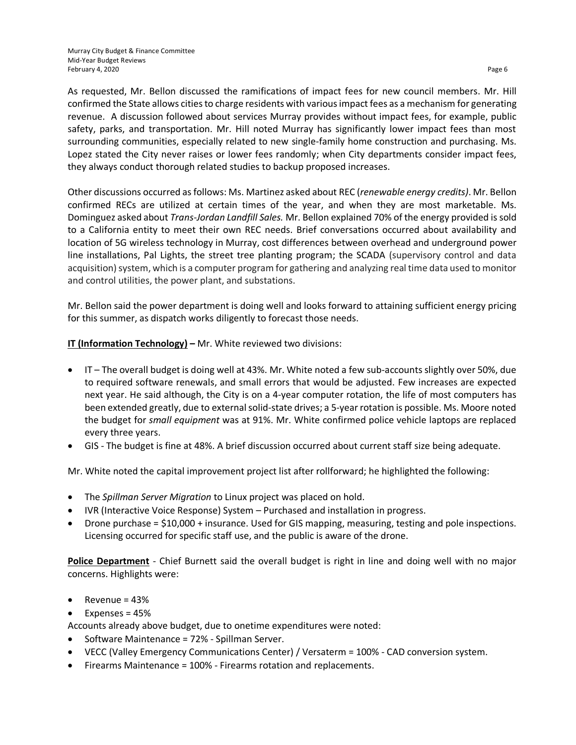As requested, Mr. Bellon discussed the ramifications of impact fees for new council members. Mr. Hill confirmed the State allows cities to charge residents with various impact fees as a mechanism for generating revenue. A discussion followed about services Murray provides without impact fees, for example, public safety, parks, and transportation. Mr. Hill noted Murray has significantly lower impact fees than most surrounding communities, especially related to new single-family home construction and purchasing. Ms. Lopez stated the City never raises or lower fees randomly; when City departments consider impact fees, they always conduct thorough related studies to backup proposed increases.

Other discussions occurred as follows: Ms. Martinez asked about REC (*renewable energy credits)*. Mr. Bellon confirmed RECs are utilized at certain times of the year, and when they are most marketable. Ms. Dominguez asked about *Trans-Jordan Landfill Sales.* Mr. Bellon explained 70% of the energy provided is sold to a California entity to meet their own REC needs. Brief conversations occurred about availability and location of 5G wireless technology in Murray, cost differences between overhead and underground power line installations, Pal Lights, the street tree planting program; the SCADA (supervisory control and data acquisition) system, which is a computer program for gathering and analyzing real time data used to monitor and control utilities, the power plant, and substations.

Mr. Bellon said the power department is doing well and looks forward to attaining sufficient energy pricing for this summer, as dispatch works diligently to forecast those needs.

**IT (Information Technology) –** Mr. White reviewed two divisions:

- IT – The overall budget is doing well at 43%. Mr. White noted a few sub-accounts slightly over 50%, due to required software renewals, and small errors that would be adjusted. Few increases are expected next year. He said although, the City is on a 4-year computer rotation, the life of most computers has been extended greatly, due to external solid-state drives; a 5-year rotation is possible. Ms. Moore noted the budget for *small equipment* was at 91%. Mr. White confirmed police vehicle laptops are replaced every three years.
- GIS - The budget is fine at 48%. A brief discussion occurred about current staff size being adequate.

Mr. White noted the capital improvement project list after rollforward; he highlighted the following:

- The *Spillman Server Migration* to Linux project was placed on hold.
- IVR (Interactive Voice Response) System – Purchased and installation in progress.
- Drone purchase = $10,000 + insurance. Used for GIS mapping, measuring, testing and pole inspections. Licensing occurred for specific staff use, and the public is aware of the drone.

**Police Department** - Chief Burnett said the overall budget is right in line and doing well with no major concerns. Highlights were:

- Revenue = 43%
- Expenses = 45%

Accounts already above budget, due to onetime expenditures were noted:

- Software Maintenance = 72% - Spillman Server.
- VECC (Valley Emergency Communications Center) / Versaterm = 100% - CAD conversion system.
- Firearms Maintenance = 100% - Firearms rotation and replacements.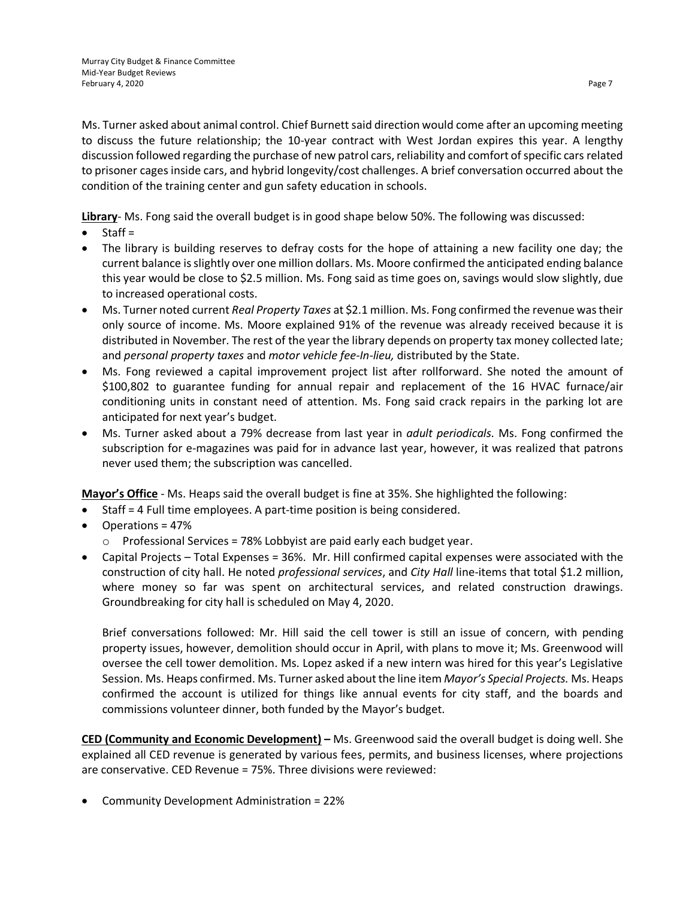Ms. Turner asked about animal control. Chief Burnett said direction would come after an upcoming meeting to discuss the future relationship; the 10-year contract with West Jordan expires this year. A lengthy discussion followed regarding the purchase of new patrol cars, reliability and comfort of specific cars related to prisoner cages inside cars, and hybrid longevity/cost challenges. A brief conversation occurred about the condition of the training center and gun safety education in schools.

**<u>Library</u>**- Ms. Fong said the overall budget is in good shape below 50%. The following was discussed:

- Staff =
- The library is building reserves to defray costs for the hope of attaining a new facility one day; the current balance is slightly over one million dollars. Ms. Moore confirmed the anticipated ending balance this year would be close to $2.5 million. Ms. Fong said as time goes on, savings would slow slightly, due to increased operational costs.
- Ms. Turner noted current *Real Property Taxes* at $2.1 million. Ms. Fong confirmed the revenue was their only source of income. Ms. Moore explained 91% of the revenue was already received because it is distributed in November. The rest of the year the library depends on property tax money collected late; and *personal property taxes* and *motor vehicle fee-In-lieu,* distributed by the State.
- Ms. Fong reviewed a capital improvement project list after rollforward. She noted the amount of $100,802 to guarantee funding for annual repair and replacement of the 16 HVAC furnace/air conditioning units in constant need of attention. Ms. Fong said crack repairs in the parking lot are anticipated for next year's budget.
- Ms. Turner asked about a 79% decrease from last year in *adult periodicals.* Ms. Fong confirmed the subscription for e-magazines was paid for in advance last year, however, it was realized that patrons never used them; the subscription was cancelled.

**<u>Mayor's Office</u>** - Ms. Heaps said the overall budget is fine at 35%. She highlighted the following:

- Staff = 4 Full time employees. A part-time position is being considered.
- Operations = 47%
  - Professional Services = 78% Lobbyist are paid early each budget year.
- Capital Projects – Total Expenses = 36%. Mr. Hill confirmed capital expenses were associated with the construction of city hall. He noted *professional services*, and *City Hall* line-items that total $1.2 million, where money so far was spent on architectural services, and related construction drawings. Groundbreaking for city hall is scheduled on May 4, 2020.

  Brief conversations followed: Mr. Hill said the cell tower is still an issue of concern, with pending property issues, however, demolition should occur in April, with plans to move it; Ms. Greenwood will oversee the cell tower demolition. Ms. Lopez asked if a new intern was hired for this year's Legislative Session. Ms. Heaps confirmed. Ms. Turner asked about the line item *Mayor's Special Projects.* Ms. Heaps confirmed the account is utilized for things like annual events for city staff, and the boards and commissions volunteer dinner, both funded by the Mayor's budget.

**<u>CED (Community and Economic Development)</u> –** Ms. Greenwood said the overall budget is doing well. She explained all CED revenue is generated by various fees, permits, and business licenses, where projections are conservative. CED Revenue = 75%. Three divisions were reviewed:

- Community Development Administration = 22%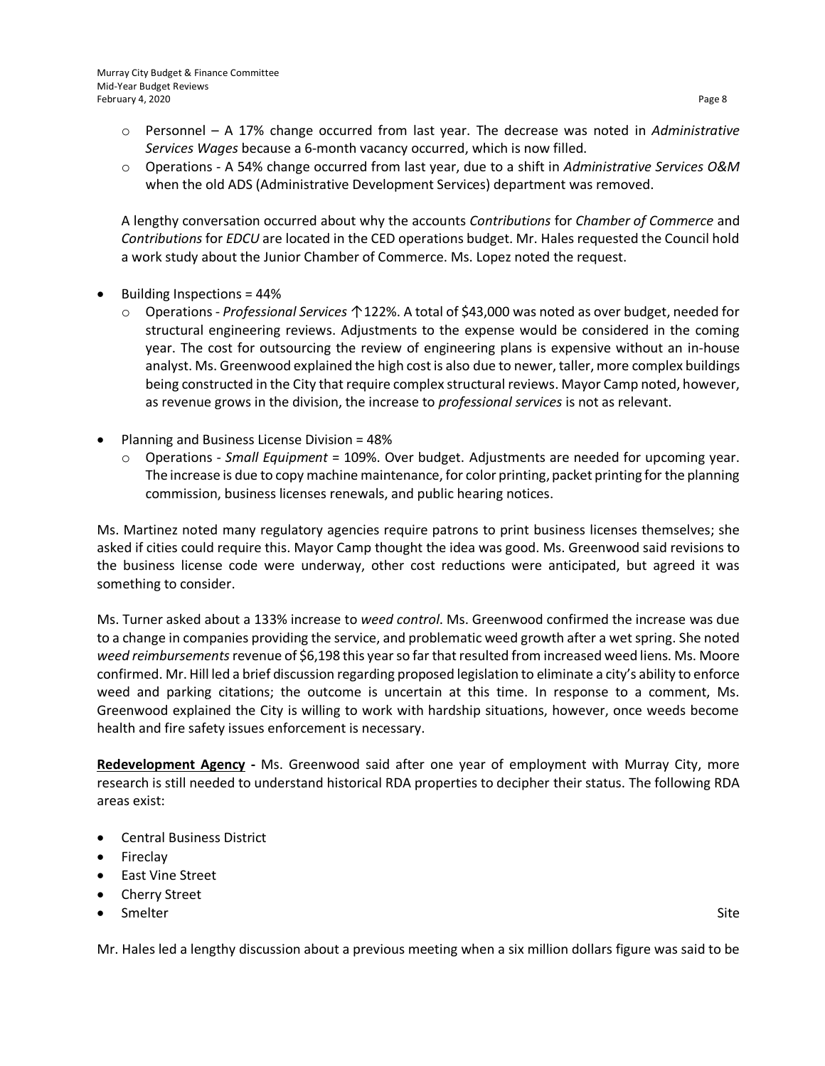- Personnel – A 17% change occurred from last year. The decrease was noted in *Administrative Services Wages* because a 6-month vacancy occurred, which is now filled.
- Operations - A 54% change occurred from last year, due to a shift in *Administrative Services O&M* when the old ADS (Administrative Development Services) department was removed.

A lengthy conversation occurred about why the accounts *Contributions* for *Chamber of Commerce* and *Contributions* for *EDCU* are located in the CED operations budget. Mr. Hales requested the Council hold a work study about the Junior Chamber of Commerce. Ms. Lopez noted the request.

- Building Inspections = 44%
  - Operations - *Professional Services* ↑122%. A total of $43,000 was noted as over budget, needed for structural engineering reviews. Adjustments to the expense would be considered in the coming year. The cost for outsourcing the review of engineering plans is expensive without an in-house analyst. Ms. Greenwood explained the high cost is also due to newer, taller, more complex buildings being constructed in the City that require complex structural reviews. Mayor Camp noted, however, as revenue grows in the division, the increase to *professional services* is not as relevant.

- Planning and Business License Division = 48%
  - Operations - *Small Equipment* = 109%. Over budget. Adjustments are needed for upcoming year. The increase is due to copy machine maintenance, for color printing, packet printing for the planning commission, business licenses renewals, and public hearing notices.

Ms. Martinez noted many regulatory agencies require patrons to print business licenses themselves; she asked if cities could require this. Mayor Camp thought the idea was good. Ms. Greenwood said revisions to the business license code were underway, other cost reductions were anticipated, but agreed it was something to consider.

Ms. Turner asked about a 133% increase to *weed control*. Ms. Greenwood confirmed the increase was due to a change in companies providing the service, and problematic weed growth after a wet spring. She noted *weed reimbursements* revenue of $6,198 this year so far that resulted from increased weed liens. Ms. Moore confirmed. Mr. Hill led a brief discussion regarding proposed legislation to eliminate a city's ability to enforce weed and parking citations; the outcome is uncertain at this time. In response to a comment, Ms. Greenwood explained the City is willing to work with hardship situations, however, once weeds become health and fire safety issues enforcement is necessary.

**<u>Redevelopment Agency</u> -** Ms. Greenwood said after one year of employment with Murray City, more research is still needed to understand historical RDA properties to decipher their status. The following RDA areas exist:

- Central Business District
- Fireclay
- East Vine Street
- Cherry Street
- Smelter Site

Mr. Hales led a lengthy discussion about a previous meeting when a six million dollars figure was said to be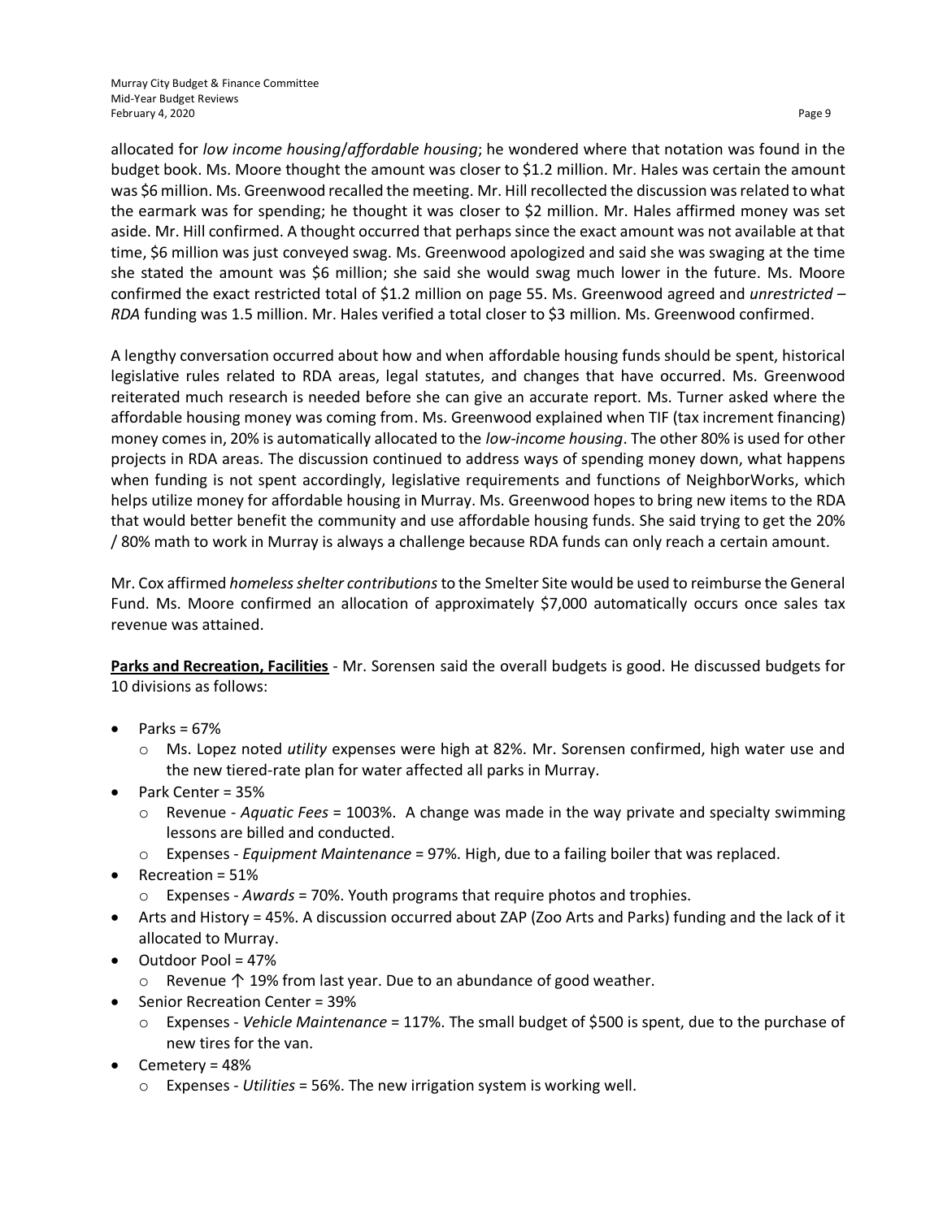allocated for *low income housing*/*affordable housing*; he wondered where that notation was found in the budget book. Ms. Moore thought the amount was closer to $1.2 million. Mr. Hales was certain the amount was $6 million. Ms. Greenwood recalled the meeting. Mr. Hill recollected the discussion was related to what the earmark was for spending; he thought it was closer to $2 million. Mr. Hales affirmed money was set aside. Mr. Hill confirmed. A thought occurred that perhaps since the exact amount was not available at that time, $6 million was just conveyed swag. Ms. Greenwood apologized and said she was swaging at the time she stated the amount was $6 million; she said she would swag much lower in the future. Ms. Moore confirmed the exact restricted total of $1.2 million on page 55. Ms. Greenwood agreed and *unrestricted – RDA* funding was 1.5 million. Mr. Hales verified a total closer to $3 million. Ms. Greenwood confirmed.

A lengthy conversation occurred about how and when affordable housing funds should be spent, historical legislative rules related to RDA areas, legal statutes, and changes that have occurred. Ms. Greenwood reiterated much research is needed before she can give an accurate report. Ms. Turner asked where the affordable housing money was coming from. Ms. Greenwood explained when TIF (tax increment financing) money comes in, 20% is automatically allocated to the *low-income housing*. The other 80% is used for other projects in RDA areas. The discussion continued to address ways of spending money down, what happens when funding is not spent accordingly, legislative requirements and functions of NeighborWorks, which helps utilize money for affordable housing in Murray. Ms. Greenwood hopes to bring new items to the RDA that would better benefit the community and use affordable housing funds. She said trying to get the 20% / 80% math to work in Murray is always a challenge because RDA funds can only reach a certain amount.

Mr. Cox affirmed *homeless shelter contributions* to the Smelter Site would be used to reimburse the General Fund. Ms. Moore confirmed an allocation of approximately $7,000 automatically occurs once sales tax revenue was attained.

**Parks and Recreation, Facilities** - Mr. Sorensen said the overall budgets is good. He discussed budgets for 10 divisions as follows:

- Parks = 67%
  - Ms. Lopez noted *utility* expenses were high at 82%. Mr. Sorensen confirmed, high water use and the new tiered-rate plan for water affected all parks in Murray.
- Park Center = 35%
  - Revenue - *Aquatic Fees* = 1003%. A change was made in the way private and specialty swimming lessons are billed and conducted.
  - Expenses - *Equipment Maintenance* = 97%. High, due to a failing boiler that was replaced.
- Recreation = 51%
  - Expenses - *Awards* = 70%. Youth programs that require photos and trophies.
- Arts and History = 45%. A discussion occurred about ZAP (Zoo Arts and Parks) funding and the lack of it allocated to Murray.
- Outdoor Pool = 47%
  - Revenue ↑ 19% from last year. Due to an abundance of good weather.
- Senior Recreation Center = 39%
  - Expenses - *Vehicle Maintenance* = 117%. The small budget of $500 is spent, due to the purchase of new tires for the van.
- Cemetery = 48%
  - Expenses - *Utilities* = 56%. The new irrigation system is working well.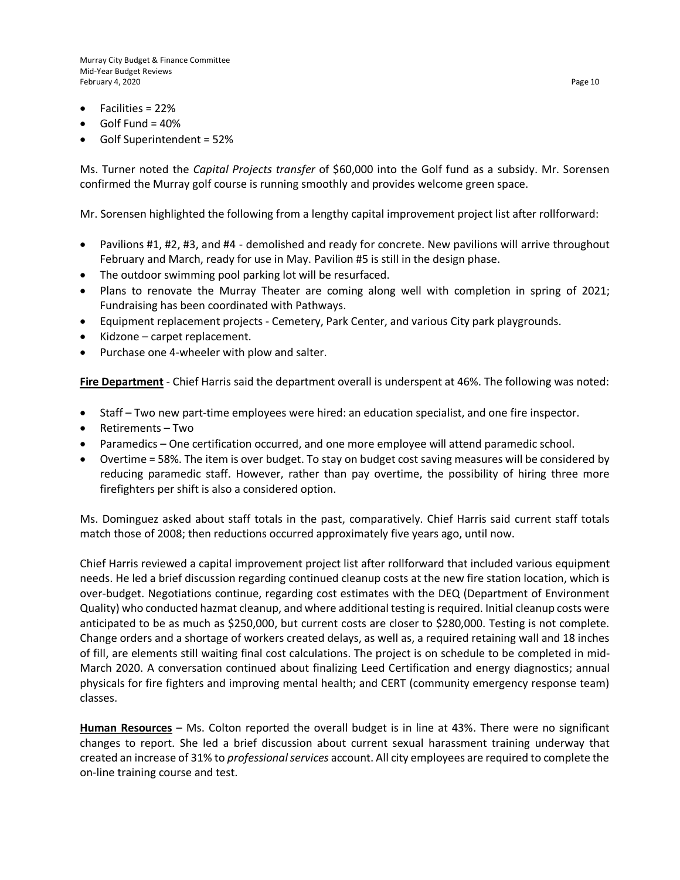- Facilities = 22%
- Golf Fund = 40%
- Golf Superintendent = 52%

Ms. Turner noted the *Capital Projects transfer* of $60,000 into the Golf fund as a subsidy. Mr. Sorensen confirmed the Murray golf course is running smoothly and provides welcome green space.

Mr. Sorensen highlighted the following from a lengthy capital improvement project list after rollforward:

- Pavilions #1, #2, #3, and #4 - demolished and ready for concrete. New pavilions will arrive throughout February and March, ready for use in May. Pavilion #5 is still in the design phase.
- The outdoor swimming pool parking lot will be resurfaced.
- Plans to renovate the Murray Theater are coming along well with completion in spring of 2021; Fundraising has been coordinated with Pathways.
- Equipment replacement projects - Cemetery, Park Center, and various City park playgrounds.
- Kidzone – carpet replacement.
- Purchase one 4-wheeler with plow and salter.

**<u>Fire Department</u>** - Chief Harris said the department overall is underspent at 46%. The following was noted:

- Staff – Two new part-time employees were hired: an education specialist, and one fire inspector.
- Retirements – Two
- Paramedics – One certification occurred, and one more employee will attend paramedic school.
- Overtime = 58%. The item is over budget. To stay on budget cost saving measures will be considered by reducing paramedic staff. However, rather than pay overtime, the possibility of hiring three more firefighters per shift is also a considered option.

Ms. Dominguez asked about staff totals in the past, comparatively. Chief Harris said current staff totals match those of 2008; then reductions occurred approximately five years ago, until now.

Chief Harris reviewed a capital improvement project list after rollforward that included various equipment needs. He led a brief discussion regarding continued cleanup costs at the new fire station location, which is over-budget. Negotiations continue, regarding cost estimates with the DEQ (Department of Environment Quality) who conducted hazmat cleanup, and where additional testing is required. Initial cleanup costs were anticipated to be as much as $250,000, but current costs are closer to $280,000. Testing is not complete. Change orders and a shortage of workers created delays, as well as, a required retaining wall and 18 inches of fill, are elements still waiting final cost calculations. The project is on schedule to be completed in mid-March 2020. A conversation continued about finalizing Leed Certification and energy diagnostics; annual physicals for fire fighters and improving mental health; and CERT (community emergency response team) classes.

**<u>Human Resources</u>** – Ms. Colton reported the overall budget is in line at 43%. There were no significant changes to report. She led a brief discussion about current sexual harassment training underway that created an increase of 31% to *professional services* account. All city employees are required to complete the on-line training course and test.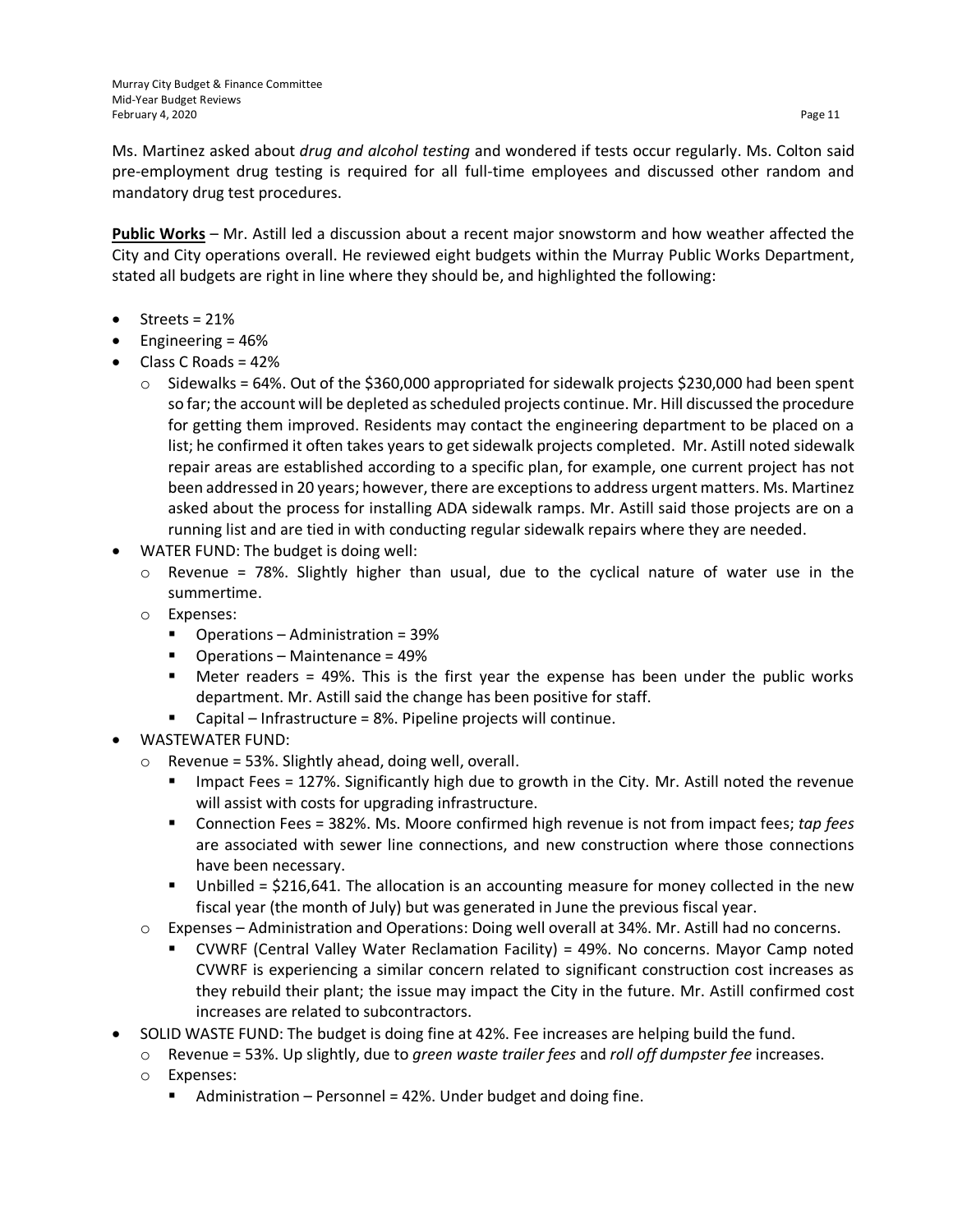Ms. Martinez asked about *drug and alcohol testing* and wondered if tests occur regularly. Ms. Colton said pre-employment drug testing is required for all full-time employees and discussed other random and mandatory drug test procedures.

**Public Works** – Mr. Astill led a discussion about a recent major snowstorm and how weather affected the City and City operations overall. He reviewed eight budgets within the Murray Public Works Department, stated all budgets are right in line where they should be, and highlighted the following:

- Streets = 21%
- Engineering = 46%
- Class C Roads = 42%
  - Sidewalks = 64%. Out of the $360,000 appropriated for sidewalk projects $230,000 had been spent so far; the account will be depleted as scheduled projects continue. Mr. Hill discussed the procedure for getting them improved. Residents may contact the engineering department to be placed on a list; he confirmed it often takes years to get sidewalk projects completed. Mr. Astill noted sidewalk repair areas are established according to a specific plan, for example, one current project has not been addressed in 20 years; however, there are exceptions to address urgent matters. Ms. Martinez asked about the process for installing ADA sidewalk ramps. Mr. Astill said those projects are on a running list and are tied in with conducting regular sidewalk repairs where they are needed.
- WATER FUND: The budget is doing well:
  - Revenue = 78%. Slightly higher than usual, due to the cyclical nature of water use in the summertime.
  - Expenses:
    - Operations – Administration = 39%
    - Operations – Maintenance = 49%
    - Meter readers = 49%. This is the first year the expense has been under the public works department. Mr. Astill said the change has been positive for staff.
    - Capital – Infrastructure = 8%. Pipeline projects will continue.
- WASTEWATER FUND:
  - Revenue = 53%. Slightly ahead, doing well, overall.
    - Impact Fees = 127%. Significantly high due to growth in the City. Mr. Astill noted the revenue will assist with costs for upgrading infrastructure.
    - Connection Fees = 382%. Ms. Moore confirmed high revenue is not from impact fees; *tap fees* are associated with sewer line connections, and new construction where those connections have been necessary.
    - Unbilled = $216,641. The allocation is an accounting measure for money collected in the new fiscal year (the month of July) but was generated in June the previous fiscal year.
  - Expenses – Administration and Operations: Doing well overall at 34%. Mr. Astill had no concerns.
    - CVWRF (Central Valley Water Reclamation Facility) = 49%. No concerns. Mayor Camp noted CVWRF is experiencing a similar concern related to significant construction cost increases as they rebuild their plant; the issue may impact the City in the future. Mr. Astill confirmed cost increases are related to subcontractors.
- SOLID WASTE FUND: The budget is doing fine at 42%. Fee increases are helping build the fund.
  - Revenue = 53%. Up slightly, due to *green waste trailer fees* and *roll off dumpster fee* increases.
  - Expenses:
    - Administration – Personnel = 42%. Under budget and doing fine.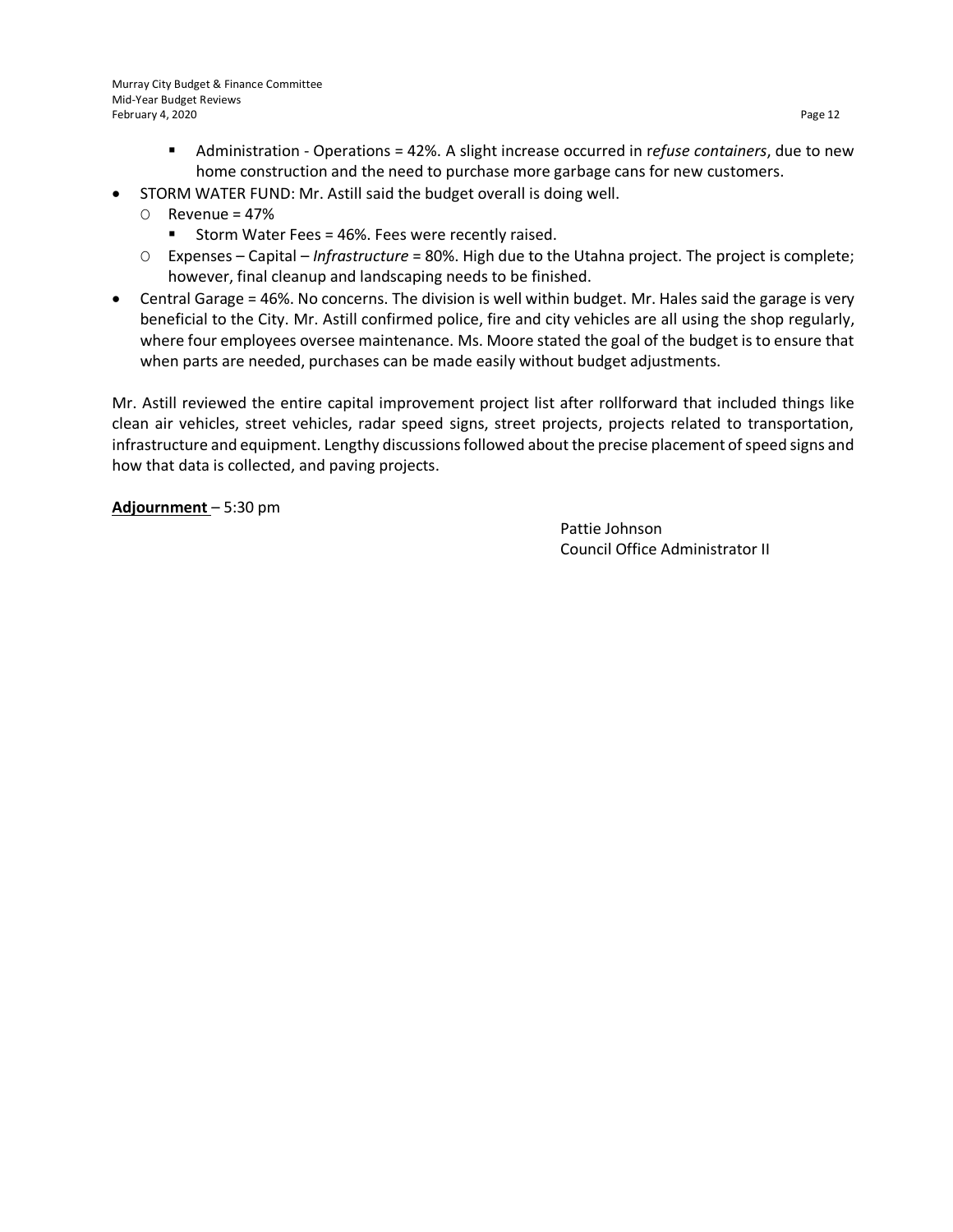- Administration - Operations = 42%. A slight increase occurred in r*efuse containers*, due to new home construction and the need to purchase more garbage cans for new customers.
- STORM WATER FUND: Mr. Astill said the budget overall is doing well.
    - Revenue = 47%
        - Storm Water Fees = 46%. Fees were recently raised.
    - Expenses – Capital – *Infrastructure* = 80%. High due to the Utahna project. The project is complete; however, final cleanup and landscaping needs to be finished.
- Central Garage = 46%. No concerns. The division is well within budget. Mr. Hales said the garage is very beneficial to the City. Mr. Astill confirmed police, fire and city vehicles are all using the shop regularly, where four employees oversee maintenance. Ms. Moore stated the goal of the budget is to ensure that when parts are needed, purchases can be made easily without budget adjustments.

Mr. Astill reviewed the entire capital improvement project list after rollforward that included things like clean air vehicles, street vehicles, radar speed signs, street projects, projects related to transportation, infrastructure and equipment. Lengthy discussions followed about the precise placement of speed signs and how that data is collected, and paving projects.

**Adjournment** – 5:30 pm

Pattie Johnson
Council Office Administrator II